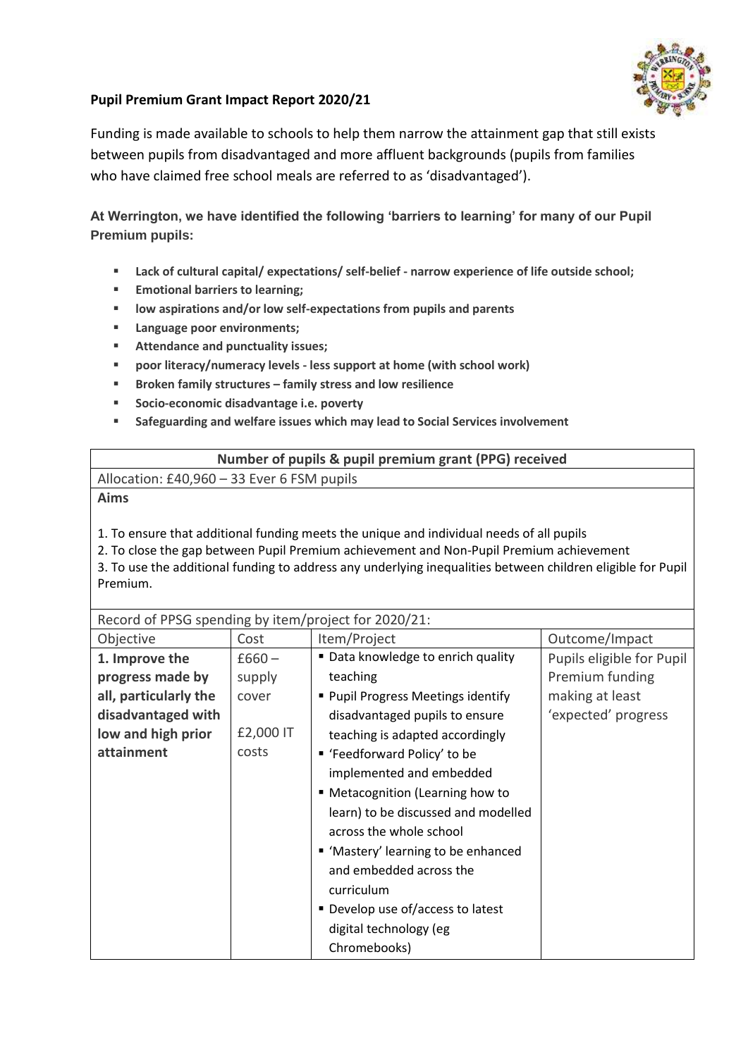**Pupil Premium Grant Impact Report 2020/21**

Funding is made available to schools to help them narrow the attainment gap that still exists between pupils from disadvantaged and more affluent backgrounds (pupils from families who have claimed free school meals are referred to as 'disadvantaged').

**At Werrington, we have identified the following 'barriers to learning' for many of our Pupil Premium pupils:**

- **Lack of cultural capital/ expectations/ self-belief - narrow experience of life outside school;**
- **Emotional barriers to learning;**
- **low aspirations and/or low self-expectations from pupils and parents**
- **Language poor environments;**
- **Attendance and punctuality issues;**
- **poor literacy/numeracy levels - less support at home (with school work)**
- **Broken family structures – family stress and low resilience**
- **Socio-economic disadvantage i.e. poverty**
- **Safeguarding and welfare issues which may lead to Social Services involvement**

| **Number of pupils & pupil premium grant (PPG) received** | | | |
|---|---|---|---|
| Allocation: £40,960 – 33 Ever 6 FSM pupils | | | |
| **Aims**<br><br>1. To ensure that additional funding meets the unique and individual needs of all pupils<br>2. To close the gap between Pupil Premium achievement and Non-Pupil Premium achievement<br>3. To use the additional funding to address any underlying inequalities between children eligible for Pupil Premium. | | | |
| Record of PPSG spending by item/project for 2020/21: | | | |
| Objective | Cost | Item/Project | Outcome/Impact |
| **1. Improve the progress made by all, particularly the disadvantaged with low and high prior attainment** | £660 – supply cover<br><br>£2,000 IT costs | ▪ Data knowledge to enrich quality teaching<br>▪ Pupil Progress Meetings identify disadvantaged pupils to ensure teaching is adapted accordingly<br>▪ 'Feedforward Policy' to be implemented and embedded<br>▪ Metacognition (Learning how to learn) to be discussed and modelled across the whole school<br>▪ 'Mastery' learning to be enhanced and embedded across the curriculum<br>▪ Develop use of/access to latest digital technology (eg Chromebooks) | Pupils eligible for Pupil Premium funding making at least 'expected' progress |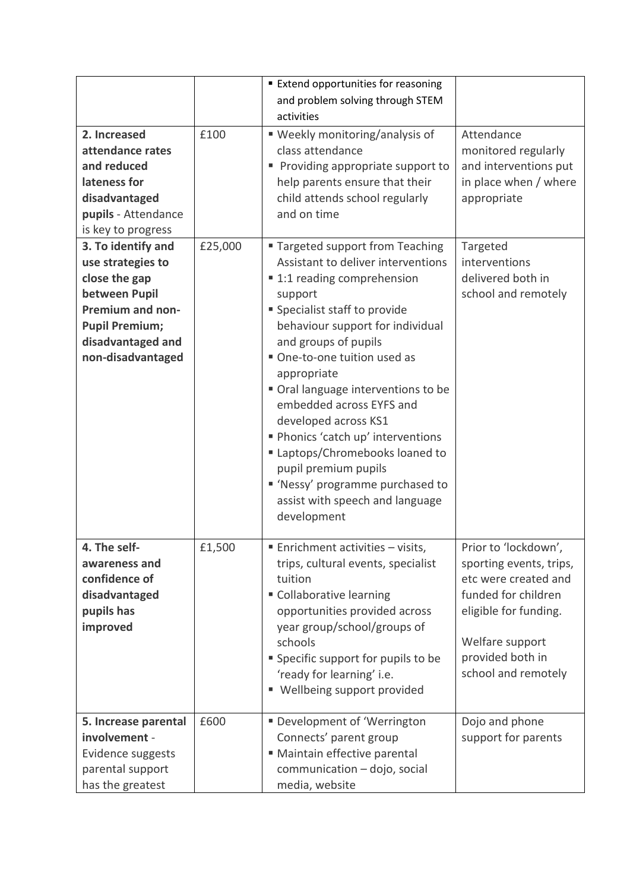| | | | |
|---|---|---|---|
| | | ▪ Extend opportunities for reasoning and problem solving through STEM activities | |
| **2. Increased attendance rates and reduced lateness for disadvantaged pupils** - Attendance is key to progress | £100 | ▪ Weekly monitoring/analysis of class attendance<br>▪ Providing appropriate support to help parents ensure that their child attends school regularly and on time | Attendance monitored regularly and interventions put in place when / where appropriate |
| **3. To identify and use strategies to close the gap between Pupil Premium and non-Pupil Premium; disadvantaged and non-disadvantaged** | £25,000 | ▪ Targeted support from Teaching Assistant to deliver interventions<br>▪ 1:1 reading comprehension support<br>▪ Specialist staff to provide behaviour support for individual and groups of pupils<br>▪ One-to-one tuition used as appropriate<br>▪ Oral language interventions to be embedded across EYFS and developed across KS1<br>▪ Phonics 'catch up' interventions<br>▪ Laptops/Chromebooks loaned to pupil premium pupils<br>▪ 'Nessy' programme purchased to assist with speech and language development | Targeted interventions delivered both in school and remotely |
| **4. The self-awareness and confidence of disadvantaged pupils has improved** | £1,500 | ▪ Enrichment activities – visits, trips, cultural events, specialist tuition<br>▪ Collaborative learning opportunities provided across year group/school/groups of schools<br>▪ Specific support for pupils to be 'ready for learning' i.e.<br>▪ Wellbeing support provided | Prior to 'lockdown', sporting events, trips, etc were created and funded for children eligible for funding.<br><br>Welfare support provided both in school and remotely |
| **5. Increase parental involvement** - Evidence suggests parental support has the greatest | £600 | ▪ Development of 'Werrington Connects' parent group<br>▪ Maintain effective parental communication – dojo, social media, website | Dojo and phone support for parents |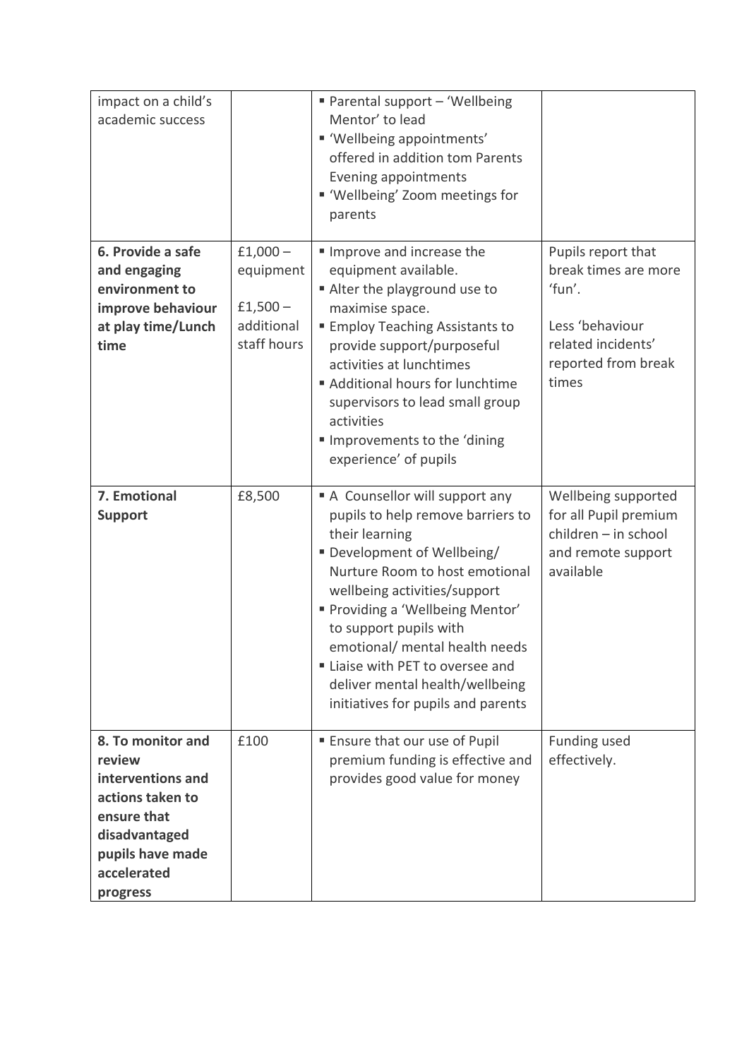| | | | |
|---|---|---|---|
| impact on a child's academic success | | ▪ Parental support – 'Wellbeing Mentor' to lead<br>▪ 'Wellbeing appointments' offered in addition tom Parents Evening appointments<br>▪ 'Wellbeing' Zoom meetings for parents | |
| **6. Provide a safe and engaging environment to improve behaviour at play time/Lunch time** | £1,000 – equipment<br><br>£1,500 – additional staff hours | ▪ Improve and increase the equipment available.<br>▪ Alter the playground use to maximise space.<br>▪ Employ Teaching Assistants to provide support/purposeful activities at lunchtimes<br>▪ Additional hours for lunchtime supervisors to lead small group activities<br>▪ Improvements to the 'dining experience' of pupils | Pupils report that break times are more 'fun'.<br><br>Less 'behaviour related incidents' reported from break times |
| **7. Emotional Support** | £8,500 | ▪ A Counsellor will support any pupils to help remove barriers to their learning<br>▪ Development of Wellbeing/ Nurture Room to host emotional wellbeing activities/support<br>▪ Providing a 'Wellbeing Mentor' to support pupils with emotional/ mental health needs<br>▪ Liaise with PET to oversee and deliver mental health/wellbeing initiatives for pupils and parents | Wellbeing supported for all Pupil premium children – in school and remote support available |
| **8. To monitor and review interventions and actions taken to ensure that disadvantaged pupils have made accelerated progress** | £100 | ▪ Ensure that our use of Pupil premium funding is effective and provides good value for money | Funding used effectively. |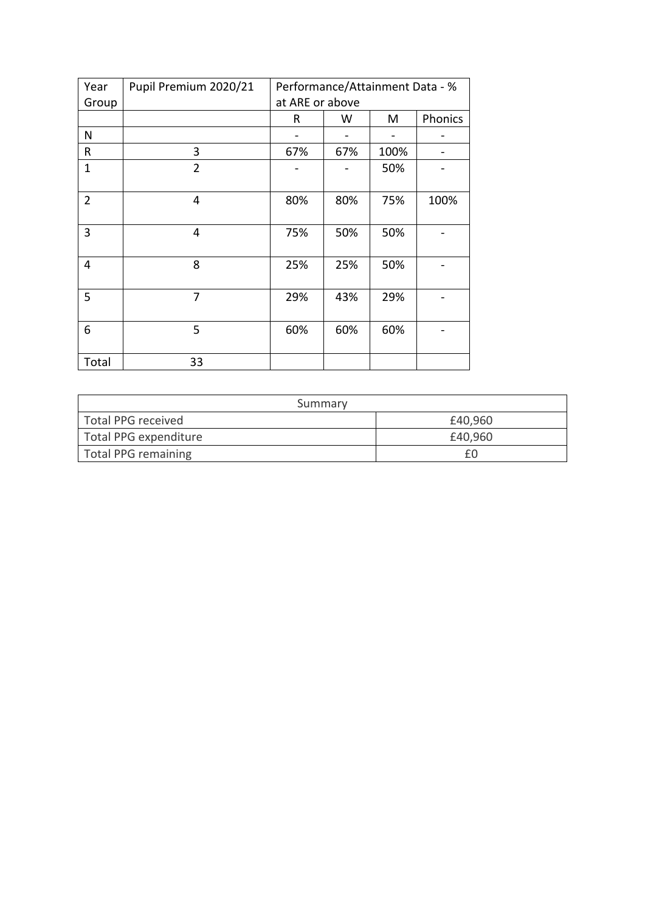| Year Group | Pupil Premium 2020/21 | Performance/Attainment Data - % at ARE or above | | | |
|---|---|---|---|---|---|
| | | R | W | M | Phonics |
| N | | - | - | - | - |
| R | 3 | 67% | 67% | 100% | - |
| 1 | 2 | - | - | 50% | - |
| 2 | 4 | 80% | 80% | 75% | 100% |
| 3 | 4 | 75% | 50% | 50% | - |
| 4 | 8 | 25% | 25% | 50% | - |
| 5 | 7 | 29% | 43% | 29% | - |
| 6 | 5 | 60% | 60% | 60% | - |
| Total | 33 | | | | |

| Summary | |
|---|---|
| Total PPG received | £40,960 |
| Total PPG expenditure | £40,960 |
| Total PPG remaining | £0 |